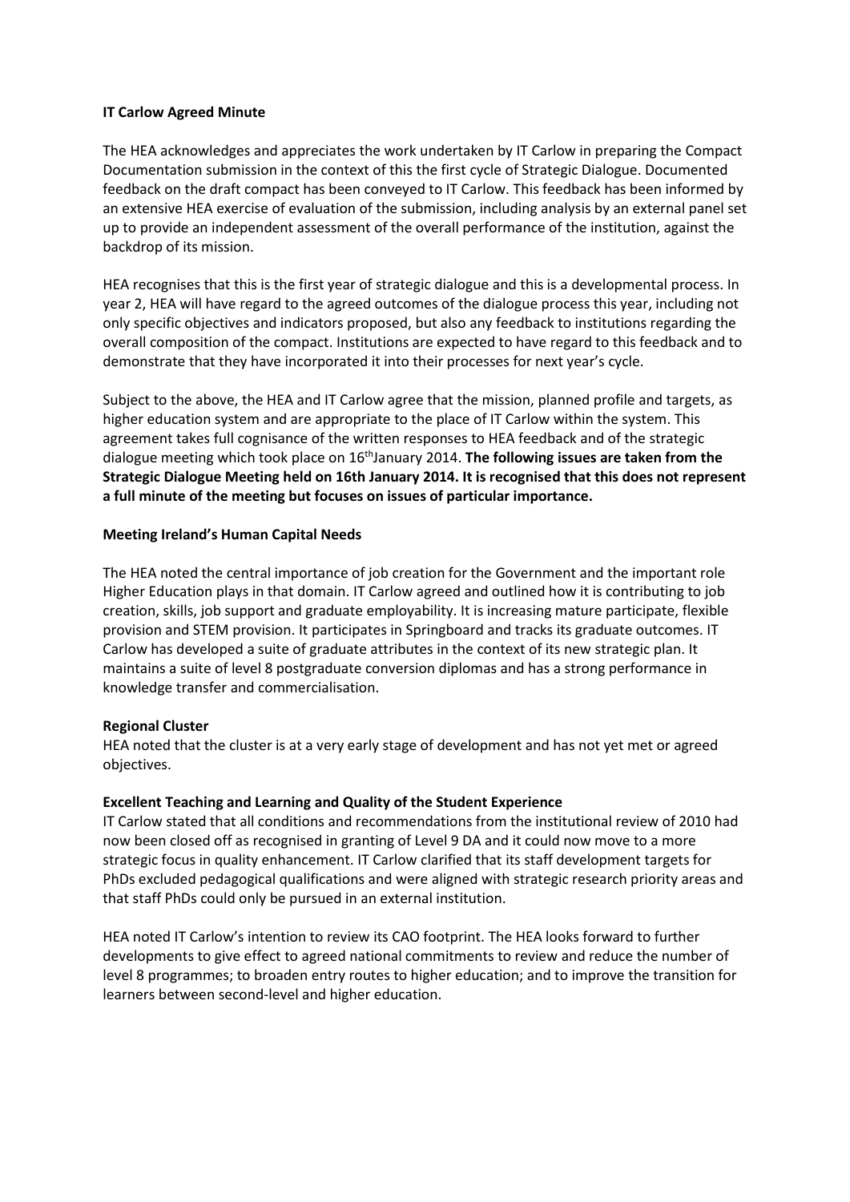**IT Carlow Agreed Minute**

The HEA acknowledges and appreciates the work undertaken by IT Carlow in preparing the Compact Documentation submission in the context of this the first cycle of Strategic Dialogue. Documented feedback on the draft compact has been conveyed to IT Carlow. This feedback has been informed by an extensive HEA exercise of evaluation of the submission, including analysis by an external panel set up to provide an independent assessment of the overall performance of the institution, against the backdrop of its mission.

HEA recognises that this is the first year of strategic dialogue and this is a developmental process. In year 2, HEA will have regard to the agreed outcomes of the dialogue process this year, including not only specific objectives and indicators proposed, but also any feedback to institutions regarding the overall composition of the compact. Institutions are expected to have regard to this feedback and to demonstrate that they have incorporated it into their processes for next year's cycle.

Subject to the above, the HEA and IT Carlow agree that the mission, planned profile and targets, as higher education system and are appropriate to the place of IT Carlow within the system. This agreement takes full cognisance of the written responses to HEA feedback and of the strategic dialogue meeting which took place on 16th January 2014. **The following issues are taken from the Strategic Dialogue Meeting held on 16th January 2014. It is recognised that this does not represent a full minute of the meeting but focuses on issues of particular importance.**

**Meeting Ireland's Human Capital Needs**

The HEA noted the central importance of job creation for the Government and the important role Higher Education plays in that domain. IT Carlow agreed and outlined how it is contributing to job creation, skills, job support and graduate employability. It is increasing mature participate, flexible provision and STEM provision. It participates in Springboard and tracks its graduate outcomes. IT Carlow has developed a suite of graduate attributes in the context of its new strategic plan. It maintains a suite of level 8 postgraduate conversion diplomas and has a strong performance in knowledge transfer and commercialisation.

**Regional Cluster**

HEA noted that the cluster is at a very early stage of development and has not yet met or agreed objectives.

**Excellent Teaching and Learning and Quality of the Student Experience**

IT Carlow stated that all conditions and recommendations from the institutional review of 2010 had now been closed off as recognised in granting of Level 9 DA and it could now move to a more strategic focus in quality enhancement. IT Carlow clarified that its staff development targets for PhDs excluded pedagogical qualifications and were aligned with strategic research priority areas and that staff PhDs could only be pursued in an external institution.

HEA noted IT Carlow's intention to review its CAO footprint. The HEA looks forward to further developments to give effect to agreed national commitments to review and reduce the number of level 8 programmes; to broaden entry routes to higher education; and to improve the transition for learners between second-level and higher education.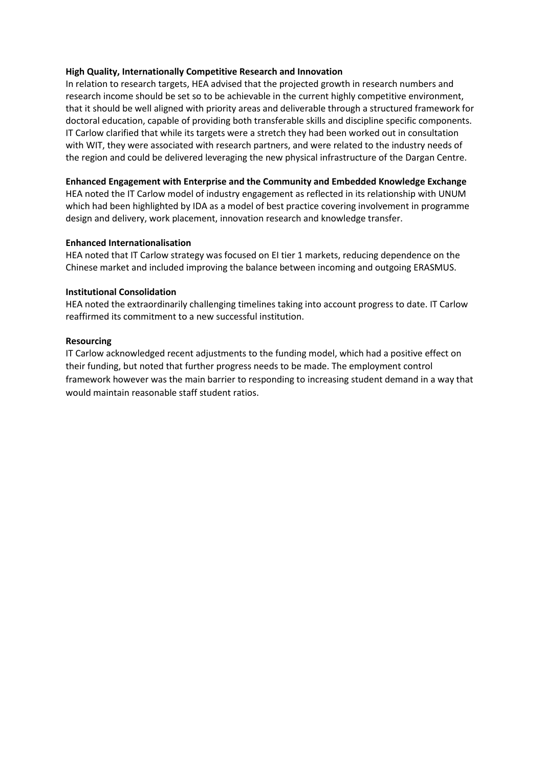**High Quality, Internationally Competitive Research and Innovation**

In relation to research targets, HEA advised that the projected growth in research numbers and research income should be set so to be achievable in the current highly competitive environment, that it should be well aligned with priority areas and deliverable through a structured framework for doctoral education, capable of providing both transferable skills and discipline specific components. IT Carlow clarified that while its targets were a stretch they had been worked out in consultation with WIT, they were associated with research partners, and were related to the industry needs of the region and could be delivered leveraging the new physical infrastructure of the Dargan Centre.

**Enhanced Engagement with Enterprise and the Community and Embedded Knowledge Exchange**

HEA noted the IT Carlow model of industry engagement as reflected in its relationship with UNUM which had been highlighted by IDA as a model of best practice covering involvement in programme design and delivery, work placement, innovation research and knowledge transfer.

**Enhanced Internationalisation**

HEA noted that IT Carlow strategy was focused on EI tier 1 markets, reducing dependence on the Chinese market and included improving the balance between incoming and outgoing ERASMUS.

**Institutional Consolidation**

HEA noted the extraordinarily challenging timelines taking into account progress to date. IT Carlow reaffirmed its commitment to a new successful institution.

**Resourcing**

IT Carlow acknowledged recent adjustments to the funding model, which had a positive effect on their funding, but noted that further progress needs to be made. The employment control framework however was the main barrier to responding to increasing student demand in a way that would maintain reasonable staff student ratios.